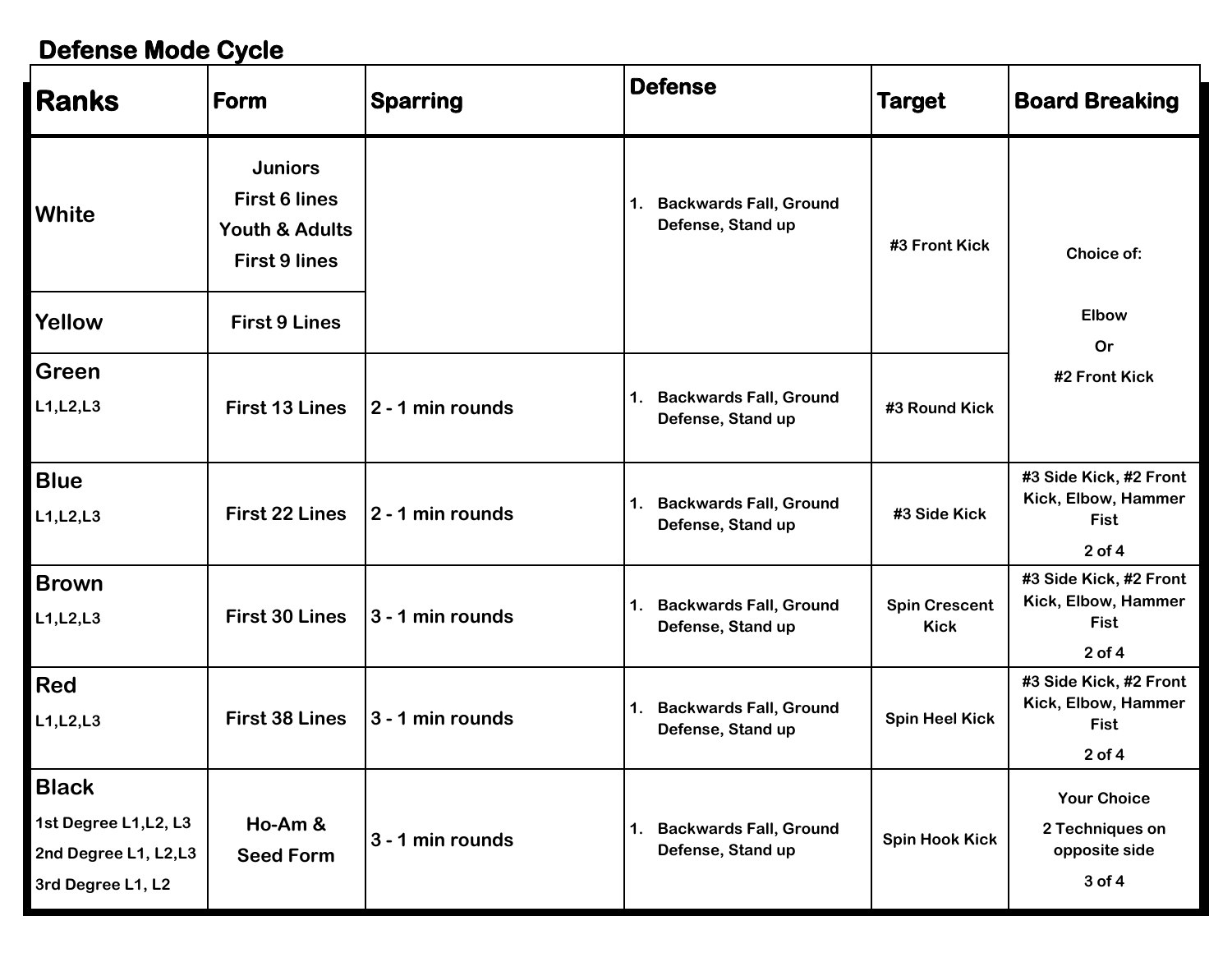## Defense Mode Cycle

| Ranks | Form | Sparring | Defense | Target | Board Breaking |
|---|---|---|---|---|---|
| White | Juniors First 6 lines Youth & Adults First 9 lines | | 1. Backwards Fall, Ground Defense, Stand up | #3 Front Kick | Choice of: Elbow Or #2 Front Kick |
| Yellow | First 9 Lines | | | | |
| Green L1,L2,L3 | First 13 Lines | 2 - 1 min rounds | 1. Backwards Fall, Ground Defense, Stand up | #3 Round Kick | |
| Blue L1,L2,L3 | First 22 Lines | 2 - 1 min rounds | 1. Backwards Fall, Ground Defense, Stand up | #3 Side Kick | #3 Side Kick, #2 Front Kick, Elbow, Hammer Fist 2 of 4 |
| Brown L1,L2,L3 | First 30 Lines | 3 - 1 min rounds | 1. Backwards Fall, Ground Defense, Stand up | Spin Crescent Kick | #3 Side Kick, #2 Front Kick, Elbow, Hammer Fist 2 of 4 |
| Red L1,L2,L3 | First 38 Lines | 3 - 1 min rounds | 1. Backwards Fall, Ground Defense, Stand up | Spin Heel Kick | #3 Side Kick, #2 Front Kick, Elbow, Hammer Fist 2 of 4 |
| Black 1st Degree L1,L2, L3 2nd Degree L1, L2,L3 3rd Degree L1, L2 | Ho-Am & Seed Form | 3 - 1 min rounds | 1. Backwards Fall, Ground Defense, Stand up | Spin Hook Kick | Your Choice 2 Techniques on opposite side 3 of 4 |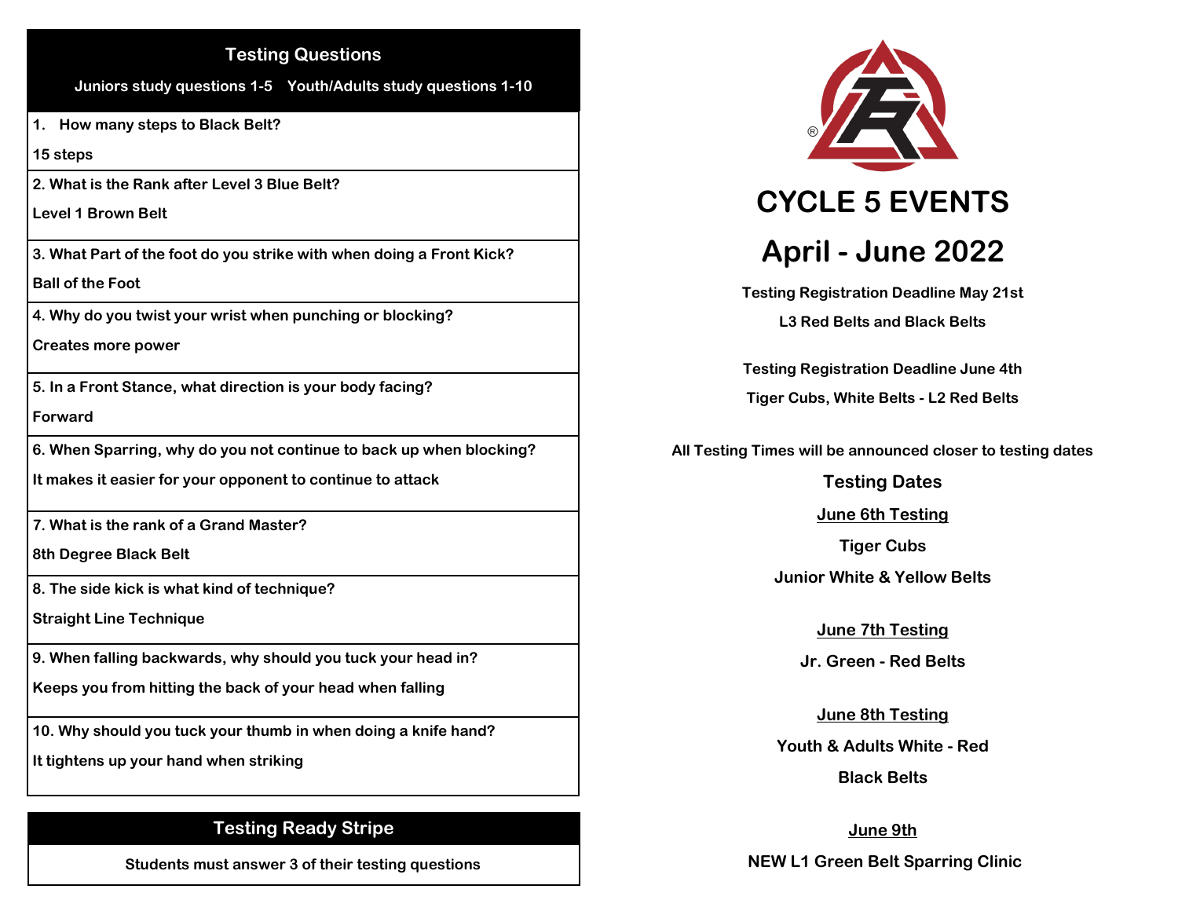## Testing Questions

**Juniors study questions 1-5 Youth/Adults study questions 1-10**

1. **How many steps to Black Belt?**
   15 steps

2. **What is the Rank after Level 3 Blue Belt?**
   Level 1 Brown Belt

3. **What Part of the foot do you strike with when doing a Front Kick?**
   Ball of the Foot

4. **Why do you twist your wrist when punching or blocking?**
   Creates more power

5. **In a Front Stance, what direction is your body facing?**
   Forward

6. **When Sparring, why do you not continue to back up when blocking?**
   It makes it easier for your opponent to continue to attack

7. **What is the rank of a Grand Master?**
   8th Degree Black Belt

8. **The side kick is what kind of technique?**
   Straight Line Technique

9. **When falling backwards, why should you tuck your head in?**
   Keeps you from hitting the back of your head when falling

10. **Why should you tuck your thumb in when doing a knife hand?**
    It tightens up your hand when striking

## Testing Ready Stripe

Students must answer 3 of their testing questions

# CYCLE 5 EVENTS

# April - June 2022

**Testing Registration Deadline May 21st**

**L3 Red Belts and Black Belts**

**Testing Registration Deadline June 4th**

**Tiger Cubs, White Belts - L2 Red Belts**

**All Testing Times will be announced closer to testing dates**

### Testing Dates

**June 6th Testing**

Tiger Cubs

Junior White & Yellow Belts

**June 7th Testing**

Jr. Green - Red Belts

**June 8th Testing**

Youth & Adults White - Red

Black Belts

**June 9th**

NEW L1 Green Belt Sparring Clinic